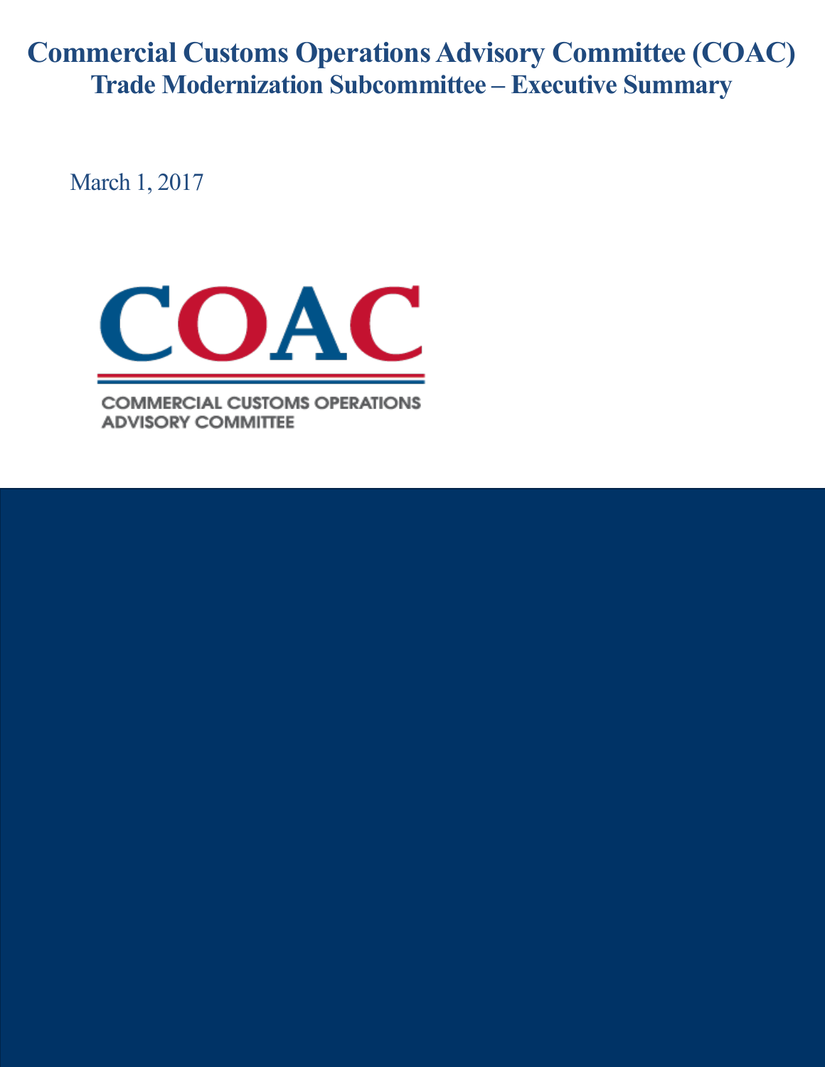# Commercial Customs Operations Advisory Committee (COAC)

## Trade Modernization Subcommittee – Executive Summary

March 1, 2017

COAC

COMMERCIAL CUSTOMS OPERATIONS ADVISORY COMMITTEE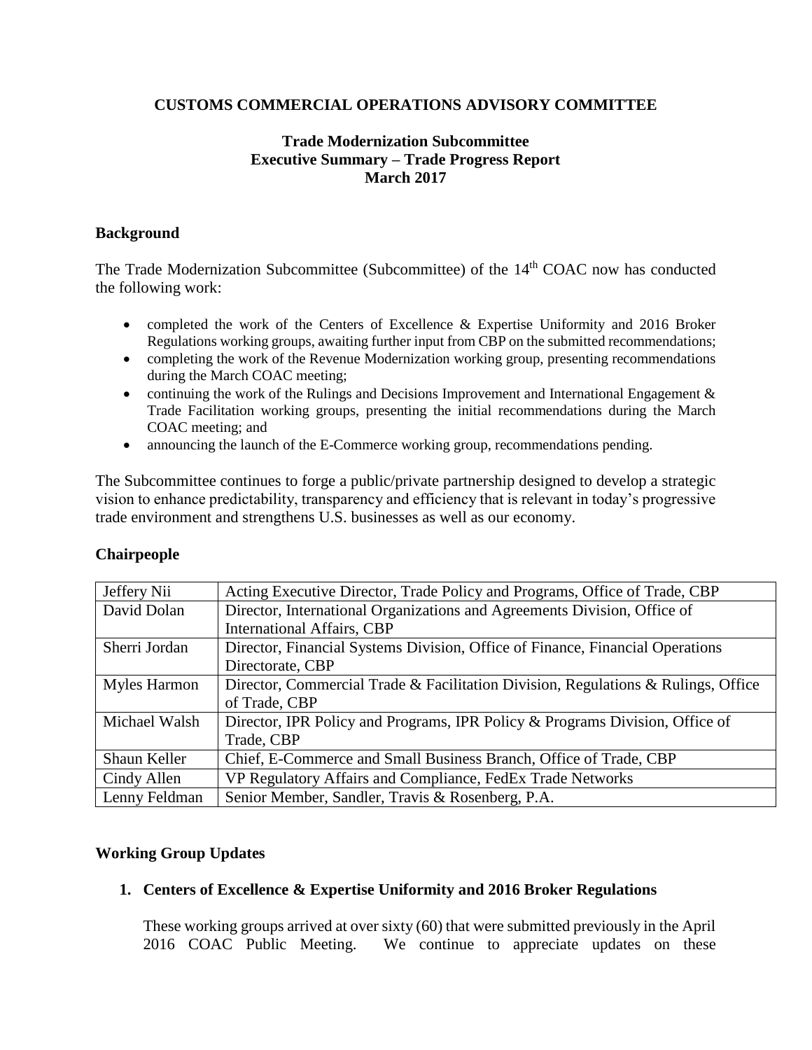**CUSTOMS COMMERCIAL OPERATIONS ADVISORY COMMITTEE**

**Trade Modernization Subcommittee**
**Executive Summary – Trade Progress Report**
**March 2017**

## Background

The Trade Modernization Subcommittee (Subcommittee) of the 14th COAC now has conducted the following work:

- completed the work of the Centers of Excellence & Expertise Uniformity and 2016 Broker Regulations working groups, awaiting further input from CBP on the submitted recommendations;
- completing the work of the Revenue Modernization working group, presenting recommendations during the March COAC meeting;
- continuing the work of the Rulings and Decisions Improvement and International Engagement & Trade Facilitation working groups, presenting the initial recommendations during the March COAC meeting; and
- announcing the launch of the E-Commerce working group, recommendations pending.

The Subcommittee continues to forge a public/private partnership designed to develop a strategic vision to enhance predictability, transparency and efficiency that is relevant in today's progressive trade environment and strengthens U.S. businesses as well as our economy.

## Chairpeople

| Name | Title |
|---|---|
| Jeffery Nii | Acting Executive Director, Trade Policy and Programs, Office of Trade, CBP |
| David Dolan | Director, International Organizations and Agreements Division, Office of International Affairs, CBP |
| Sherri Jordan | Director, Financial Systems Division, Office of Finance, Financial Operations Directorate, CBP |
| Myles Harmon | Director, Commercial Trade & Facilitation Division, Regulations & Rulings, Office of Trade, CBP |
| Michael Walsh | Director, IPR Policy and Programs, IPR Policy & Programs Division, Office of Trade, CBP |
| Shaun Keller | Chief, E-Commerce and Small Business Branch, Office of Trade, CBP |
| Cindy Allen | VP Regulatory Affairs and Compliance, FedEx Trade Networks |
| Lenny Feldman | Senior Member, Sandler, Travis & Rosenberg, P.A. |

## Working Group Updates

1. **Centers of Excellence & Expertise Uniformity and 2016 Broker Regulations**

   These working groups arrived at over sixty (60) that were submitted previously in the April 2016 COAC Public Meeting. We continue to appreciate updates on these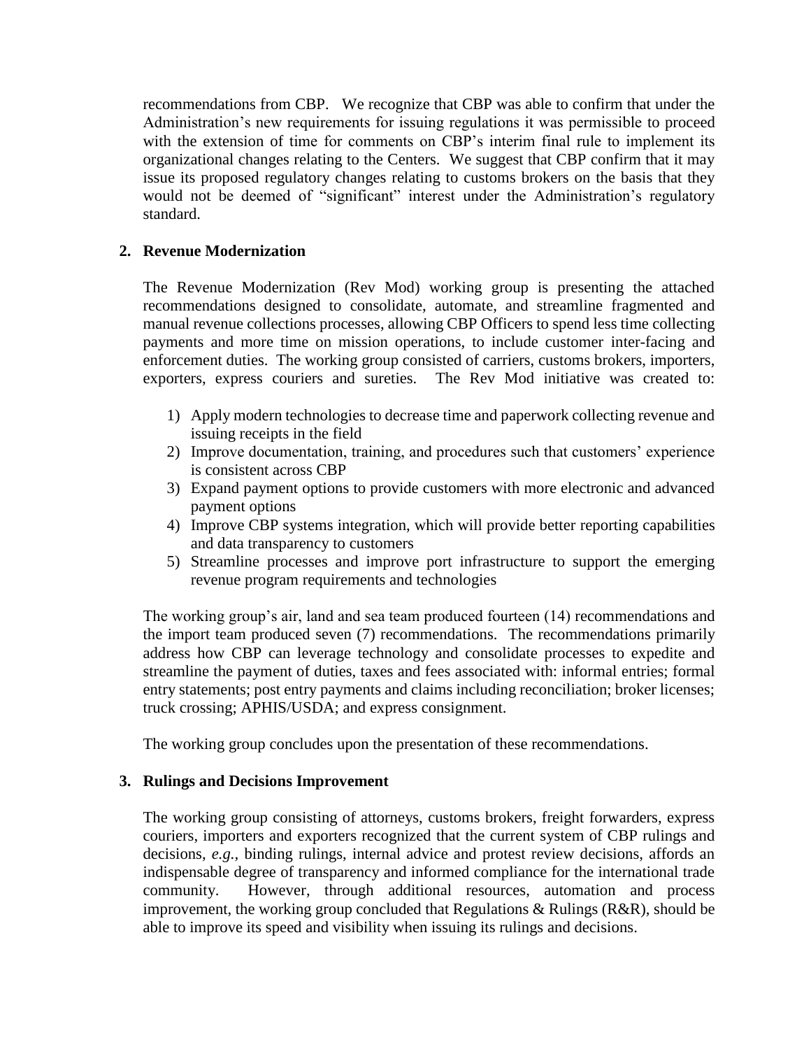recommendations from CBP. We recognize that CBP was able to confirm that under the Administration's new requirements for issuing regulations it was permissible to proceed with the extension of time for comments on CBP's interim final rule to implement its organizational changes relating to the Centers. We suggest that CBP confirm that it may issue its proposed regulatory changes relating to customs brokers on the basis that they would not be deemed of "significant" interest under the Administration's regulatory standard.

**2. Revenue Modernization**

The Revenue Modernization (Rev Mod) working group is presenting the attached recommendations designed to consolidate, automate, and streamline fragmented and manual revenue collections processes, allowing CBP Officers to spend less time collecting payments and more time on mission operations, to include customer inter-facing and enforcement duties. The working group consisted of carriers, customs brokers, importers, exporters, express couriers and sureties. The Rev Mod initiative was created to:

1) Apply modern technologies to decrease time and paperwork collecting revenue and issuing receipts in the field
2) Improve documentation, training, and procedures such that customers' experience is consistent across CBP
3) Expand payment options to provide customers with more electronic and advanced payment options
4) Improve CBP systems integration, which will provide better reporting capabilities and data transparency to customers
5) Streamline processes and improve port infrastructure to support the emerging revenue program requirements and technologies

The working group's air, land and sea team produced fourteen (14) recommendations and the import team produced seven (7) recommendations. The recommendations primarily address how CBP can leverage technology and consolidate processes to expedite and streamline the payment of duties, taxes and fees associated with: informal entries; formal entry statements; post entry payments and claims including reconciliation; broker licenses; truck crossing; APHIS/USDA; and express consignment.

The working group concludes upon the presentation of these recommendations.

**3. Rulings and Decisions Improvement**

The working group consisting of attorneys, customs brokers, freight forwarders, express couriers, importers and exporters recognized that the current system of CBP rulings and decisions, *e.g.*, binding rulings, internal advice and protest review decisions, affords an indispensable degree of transparency and informed compliance for the international trade community. However, through additional resources, automation and process improvement, the working group concluded that Regulations & Rulings (R&R), should be able to improve its speed and visibility when issuing its rulings and decisions.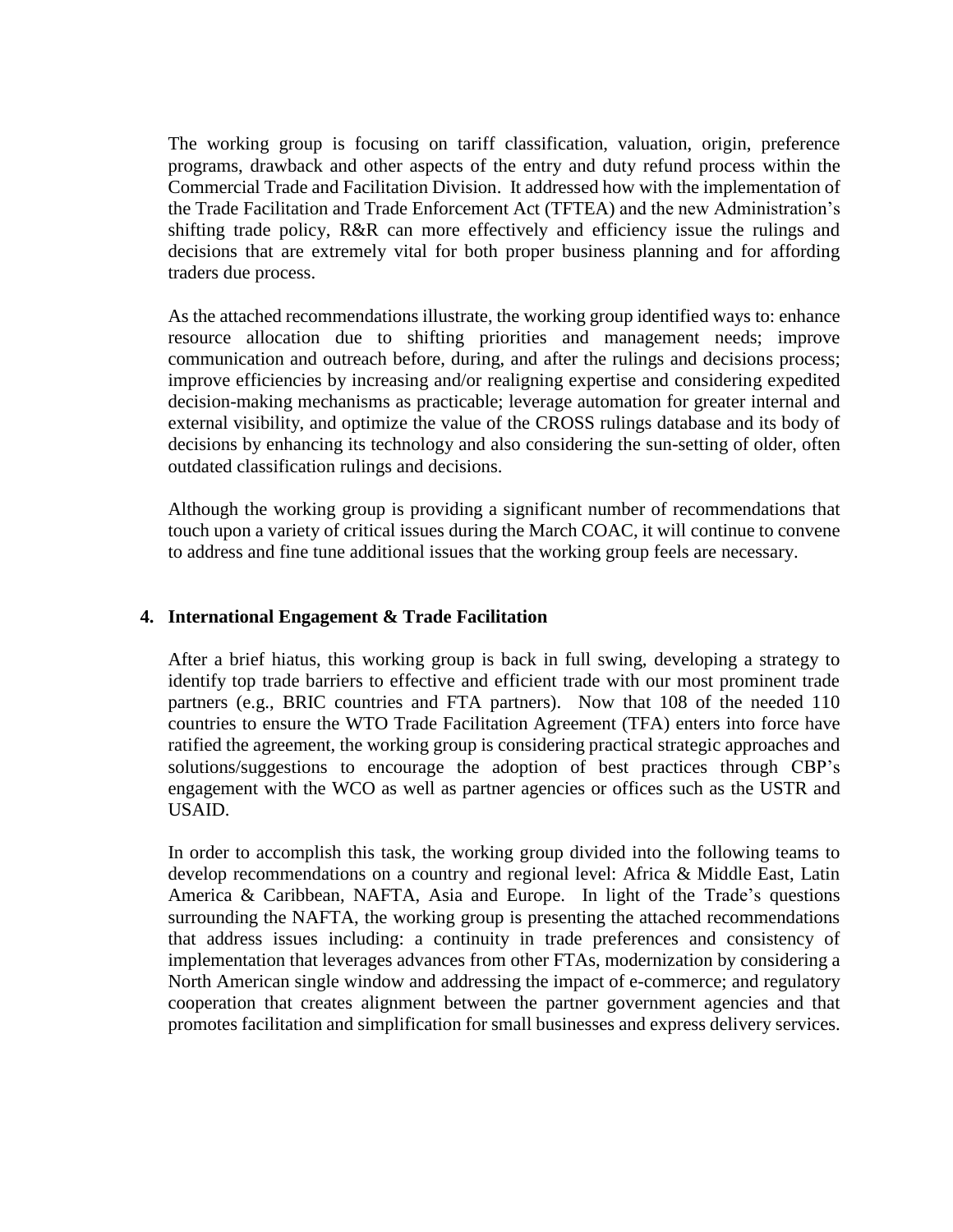The working group is focusing on tariff classification, valuation, origin, preference programs, drawback and other aspects of the entry and duty refund process within the Commercial Trade and Facilitation Division. It addressed how with the implementation of the Trade Facilitation and Trade Enforcement Act (TFTEA) and the new Administration's shifting trade policy, R&R can more effectively and efficiency issue the rulings and decisions that are extremely vital for both proper business planning and for affording traders due process.

As the attached recommendations illustrate, the working group identified ways to: enhance resource allocation due to shifting priorities and management needs; improve communication and outreach before, during, and after the rulings and decisions process; improve efficiencies by increasing and/or realigning expertise and considering expedited decision-making mechanisms as practicable; leverage automation for greater internal and external visibility, and optimize the value of the CROSS rulings database and its body of decisions by enhancing its technology and also considering the sun-setting of older, often outdated classification rulings and decisions.

Although the working group is providing a significant number of recommendations that touch upon a variety of critical issues during the March COAC, it will continue to convene to address and fine tune additional issues that the working group feels are necessary.

**4. International Engagement & Trade Facilitation**

After a brief hiatus, this working group is back in full swing, developing a strategy to identify top trade barriers to effective and efficient trade with our most prominent trade partners (e.g., BRIC countries and FTA partners). Now that 108 of the needed 110 countries to ensure the WTO Trade Facilitation Agreement (TFA) enters into force have ratified the agreement, the working group is considering practical strategic approaches and solutions/suggestions to encourage the adoption of best practices through CBP's engagement with the WCO as well as partner agencies or offices such as the USTR and USAID.

In order to accomplish this task, the working group divided into the following teams to develop recommendations on a country and regional level: Africa & Middle East, Latin America & Caribbean, NAFTA, Asia and Europe. In light of the Trade's questions surrounding the NAFTA, the working group is presenting the attached recommendations that address issues including: a continuity in trade preferences and consistency of implementation that leverages advances from other FTAs, modernization by considering a North American single window and addressing the impact of e-commerce; and regulatory cooperation that creates alignment between the partner government agencies and that promotes facilitation and simplification for small businesses and express delivery services.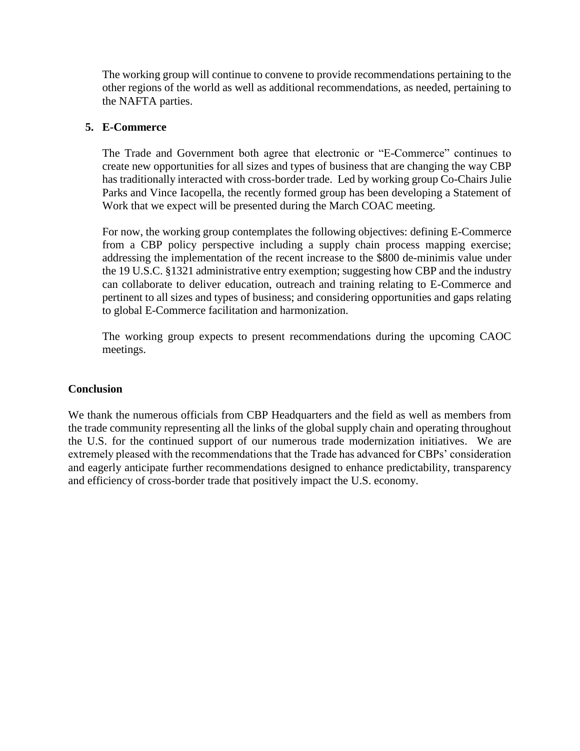The working group will continue to convene to provide recommendations pertaining to the other regions of the world as well as additional recommendations, as needed, pertaining to the NAFTA parties.

5. **E-Commerce**

   The Trade and Government both agree that electronic or "E-Commerce" continues to create new opportunities for all sizes and types of business that are changing the way CBP has traditionally interacted with cross-border trade. Led by working group Co-Chairs Julie Parks and Vince Iacopella, the recently formed group has been developing a Statement of Work that we expect will be presented during the March COAC meeting.

   For now, the working group contemplates the following objectives: defining E-Commerce from a CBP policy perspective including a supply chain process mapping exercise; addressing the implementation of the recent increase to the $800 de-minimis value under the 19 U.S.C. §1321 administrative entry exemption; suggesting how CBP and the industry can collaborate to deliver education, outreach and training relating to E-Commerce and pertinent to all sizes and types of business; and considering opportunities and gaps relating to global E-Commerce facilitation and harmonization.

   The working group expects to present recommendations during the upcoming CAOC meetings.

**Conclusion**

We thank the numerous officials from CBP Headquarters and the field as well as members from the trade community representing all the links of the global supply chain and operating throughout the U.S. for the continued support of our numerous trade modernization initiatives. We are extremely pleased with the recommendations that the Trade has advanced for CBPs' consideration and eagerly anticipate further recommendations designed to enhance predictability, transparency and efficiency of cross-border trade that positively impact the U.S. economy.